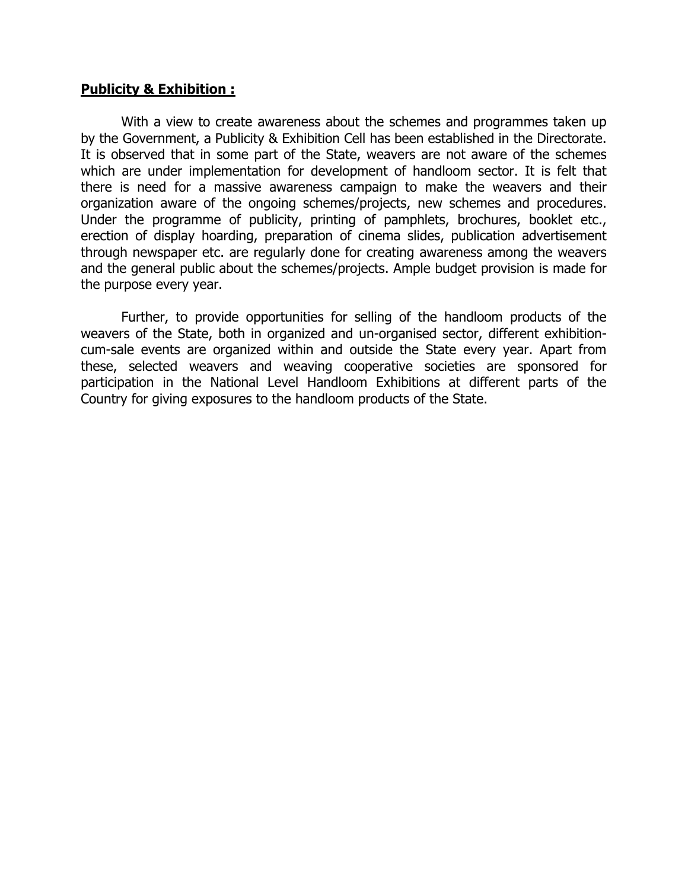**Publicity & Exhibition :**

With a view to create awareness about the schemes and programmes taken up by the Government, a Publicity & Exhibition Cell has been established in the Directorate. It is observed that in some part of the State, weavers are not aware of the schemes which are under implementation for development of handloom sector. It is felt that there is need for a massive awareness campaign to make the weavers and their organization aware of the ongoing schemes/projects, new schemes and procedures. Under the programme of publicity, printing of pamphlets, brochures, booklet etc., erection of display hoarding, preparation of cinema slides, publication advertisement through newspaper etc. are regularly done for creating awareness among the weavers and the general public about the schemes/projects. Ample budget provision is made for the purpose every year.

Further, to provide opportunities for selling of the handloom products of the weavers of the State, both in organized and un-organised sector, different exhibition-cum-sale events are organized within and outside the State every year. Apart from these, selected weavers and weaving cooperative societies are sponsored for participation in the National Level Handloom Exhibitions at different parts of the Country for giving exposures to the handloom products of the State.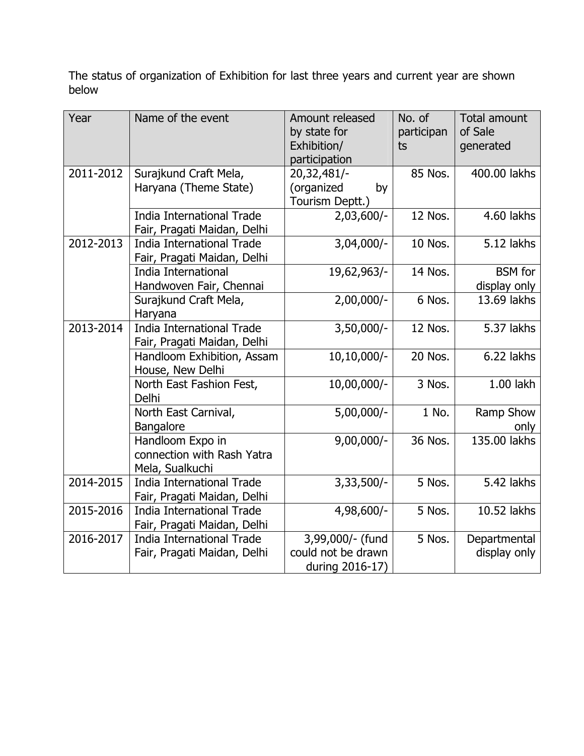The status of organization of Exhibition for last three years and current year are shown below

| Year | Name of the event | Amount released by state for Exhibition/ participation | No. of participants | Total amount of Sale generated |
|---|---|---|---|---|
| 2011-2012 | Surajkund Craft Mela, Haryana (Theme State) | 20,32,481/- (organized by Tourism Deptt.) | 85 Nos. | 400.00 lakhs |
| | India International Trade Fair, Pragati Maidan, Delhi | 2,03,600/- | 12 Nos. | 4.60 lakhs |
| 2012-2013 | India International Trade Fair, Pragati Maidan, Delhi | 3,04,000/- | 10 Nos. | 5.12 lakhs |
| | India International Handwoven Fair, Chennai | 19,62,963/- | 14 Nos. | BSM for display only |
| | Surajkund Craft Mela, Haryana | 2,00,000/- | 6 Nos. | 13.69 lakhs |
| 2013-2014 | India International Trade Fair, Pragati Maidan, Delhi | 3,50,000/- | 12 Nos. | 5.37 lakhs |
| | Handloom Exhibition, Assam House, New Delhi | 10,10,000/- | 20 Nos. | 6.22 lakhs |
| | North East Fashion Fest, Delhi | 10,00,000/- | 3 Nos. | 1.00 lakh |
| | North East Carnival, Bangalore | 5,00,000/- | 1 No. | Ramp Show only |
| | Handloom Expo in connection with Rash Yatra Mela, Sualkuchi | 9,00,000/- | 36 Nos. | 135.00 lakhs |
| 2014-2015 | India International Trade Fair, Pragati Maidan, Delhi | 3,33,500/- | 5 Nos. | 5.42 lakhs |
| 2015-2016 | India International Trade Fair, Pragati Maidan, Delhi | 4,98,600/- | 5 Nos. | 10.52 lakhs |
| 2016-2017 | India International Trade Fair, Pragati Maidan, Delhi | 3,99,000/- (fund could not be drawn during 2016-17) | 5 Nos. | Departmental display only |